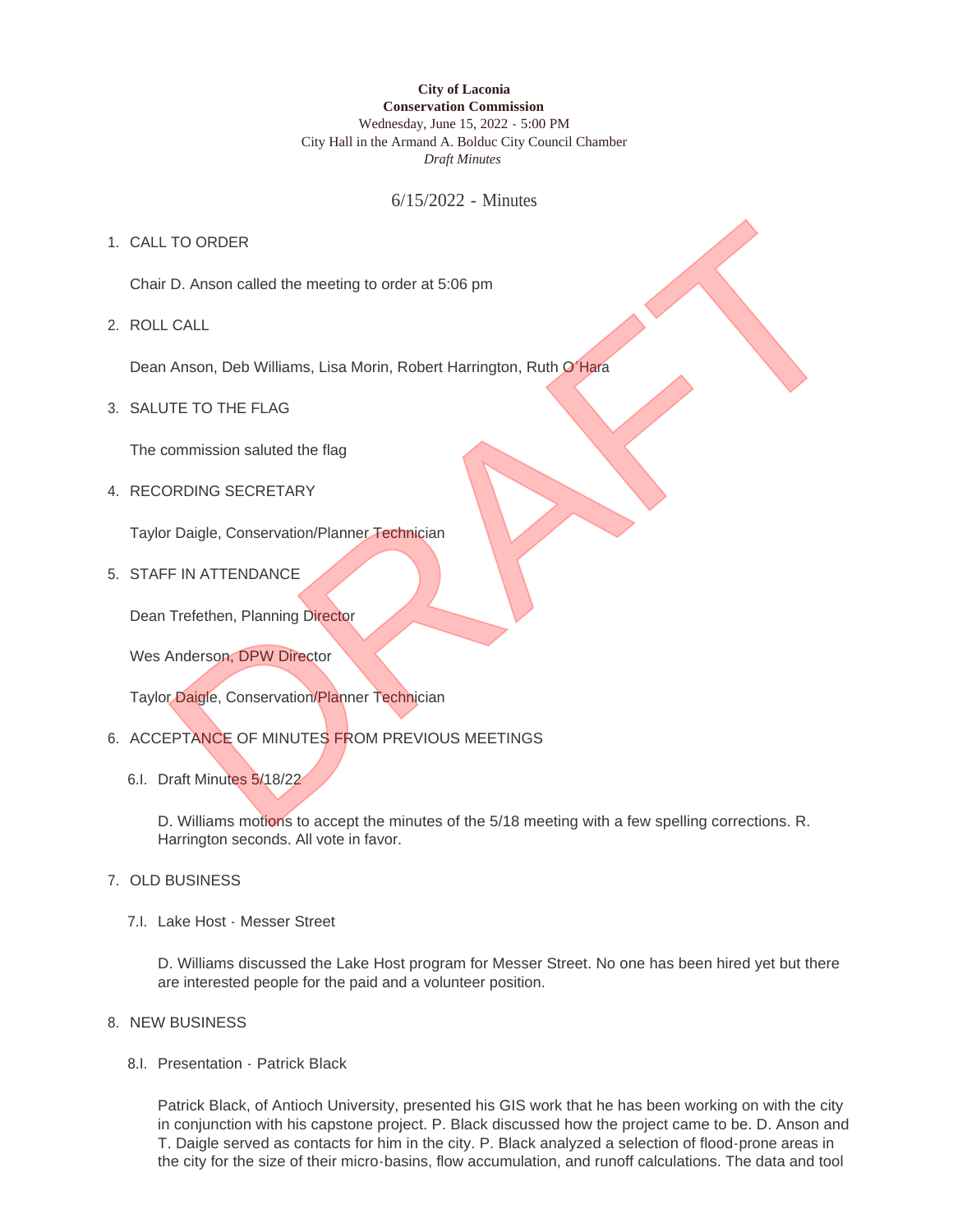**City of Laconia**
**Conservation Commission**
Wednesday, June 15, 2022 - 5:00 PM
City Hall in the Armand A. Bolduc City Council Chamber
*Draft Minutes*

# 6/15/2022 - Minutes

1. CALL TO ORDER

   Chair D. Anson called the meeting to order at 5:06 pm

2. ROLL CALL

   Dean Anson, Deb Williams, Lisa Morin, Robert Harrington, Ruth O'Hara

3. SALUTE TO THE FLAG

   The commission saluted the flag

4. RECORDING SECRETARY

   Taylor Daigle, Conservation/Planner Technician

5. STAFF IN ATTENDANCE

   Dean Trefethen, Planning Director

   Wes Anderson, DPW Director

   Taylor Daigle, Conservation/Planner Technician

6. ACCEPTANCE OF MINUTES FROM PREVIOUS MEETINGS

   6.I. Draft Minutes 5/18/22

   D. Williams motions to accept the minutes of the 5/18 meeting with a few spelling corrections. R. Harrington seconds. All vote in favor.

7. OLD BUSINESS

   7.I. Lake Host - Messer Street

   D. Williams discussed the Lake Host program for Messer Street. No one has been hired yet but there are interested people for the paid and a volunteer position.

8. NEW BUSINESS

   8.I. Presentation - Patrick Black

   Patrick Black, of Antioch University, presented his GIS work that he has been working on with the city in conjunction with his capstone project. P. Black discussed how the project came to be. D. Anson and T. Daigle served as contacts for him in the city. P. Black analyzed a selection of flood-prone areas in the city for the size of their micro-basins, flow accumulation, and runoff calculations. The data and tool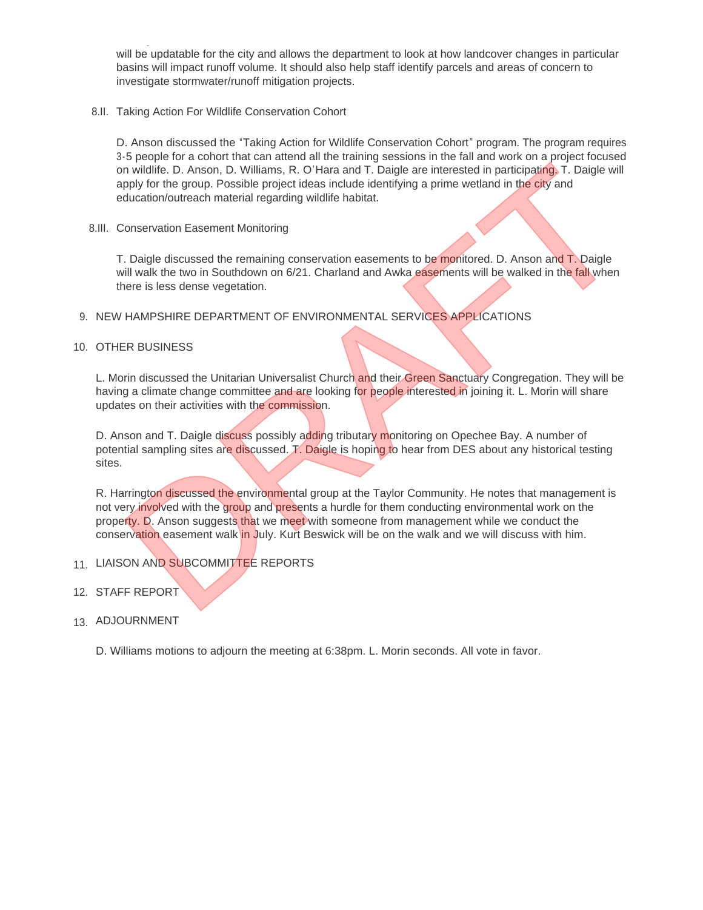will be updatable for the city and allows the department to look at how landcover changes in particular basins will impact runoff volume. It should also help staff identify parcels and areas of concern to investigate stormwater/runoff mitigation projects.

8.II. Taking Action For Wildlife Conservation Cohort

D. Anson discussed the "Taking Action for Wildlife Conservation Cohort" program. The program requires 3-5 people for a cohort that can attend all the training sessions in the fall and work on a project focused on wildlife. D. Anson, D. Williams, R. O'Hara and T. Daigle are interested in participating. T. Daigle will apply for the group. Possible project ideas include identifying a prime wetland in the city and education/outreach material regarding wildlife habitat.

8.III. Conservation Easement Monitoring

T. Daigle discussed the remaining conservation easements to be monitored. D. Anson and T. Daigle will walk the two in Southdown on 6/21. Charland and Awka easements will be walked in the fall when there is less dense vegetation.

9. NEW HAMPSHIRE DEPARTMENT OF ENVIRONMENTAL SERVICES APPLICATIONS

10. OTHER BUSINESS

L. Morin discussed the Unitarian Universalist Church and their Green Sanctuary Congregation. They will be having a climate change committee and are looking for people interested in joining it. L. Morin will share updates on their activities with the commission.

D. Anson and T. Daigle discuss possibly adding tributary monitoring on Opechee Bay. A number of potential sampling sites are discussed. T. Daigle is hoping to hear from DES about any historical testing sites.

R. Harrington discussed the environmental group at the Taylor Community. He notes that management is not very involved with the group and presents a hurdle for them conducting environmental work on the property. D. Anson suggests that we meet with someone from management while we conduct the conservation easement walk in July. Kurt Beswick will be on the walk and we will discuss with him.

11. LIAISON AND SUBCOMMITTEE REPORTS

12. STAFF REPORT

13. ADJOURNMENT

D. Williams motions to adjourn the meeting at 6:38pm. L. Morin seconds. All vote in favor.